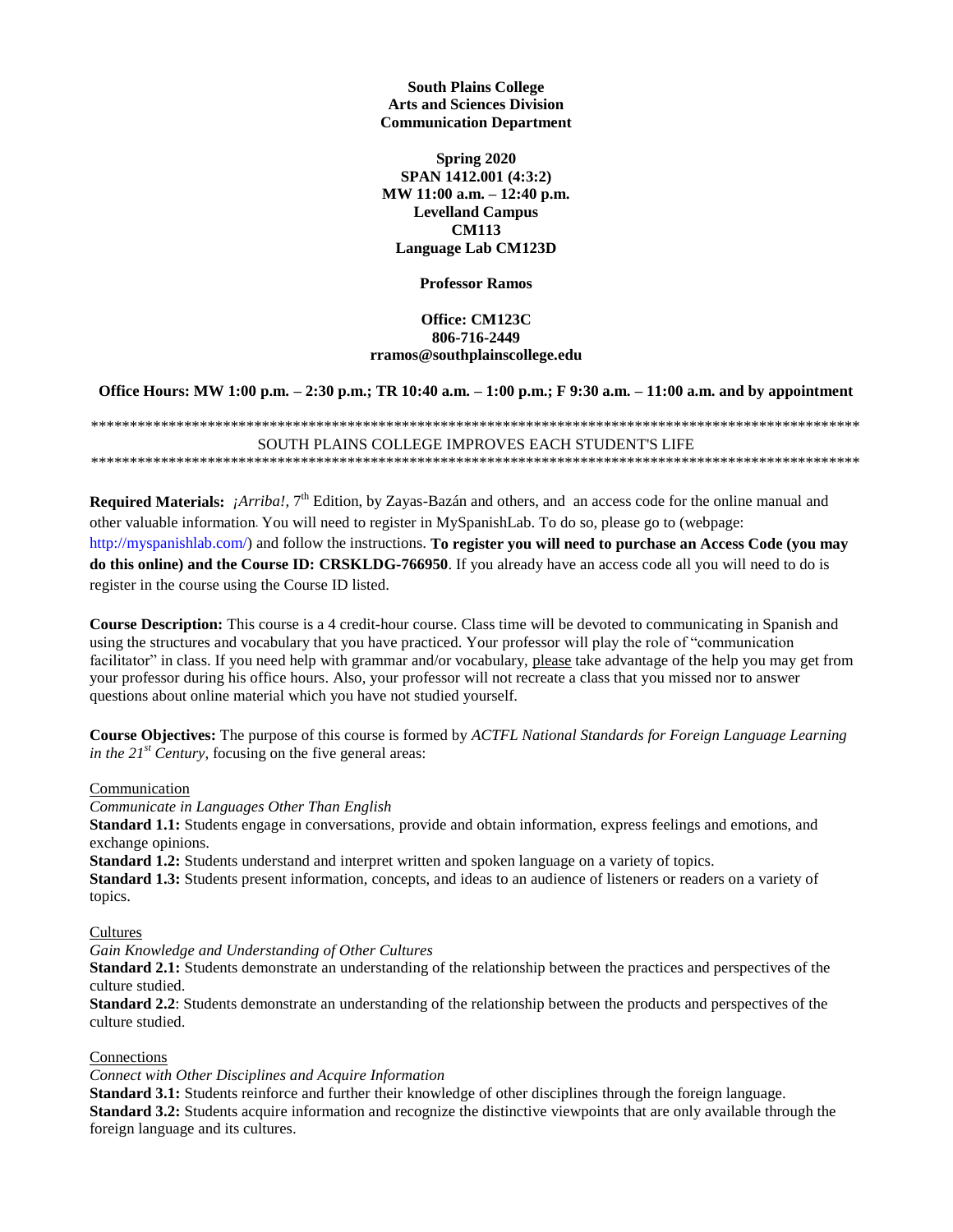**South Plains College**
**Arts and Sciences Division**
**Communication Department**

**Spring 2020**
**SPAN 1412.001 (4:3:2)**
**MW 11:00 a.m. – 12:40 p.m.**
**Levelland Campus**
**CM113**
**Language Lab CM123D**

**Professor Ramos**

**Office: CM123C**
**806-716-2449**
**rramos@southplainscollege.edu**

**Office Hours: MW 1:00 p.m. – 2:30 p.m.; TR 10:40 a.m. – 1:00 p.m.; F 9:30 a.m. – 11:00 a.m. and by appointment**

\*\*\*\*\*\*\*\*\*\*\*\*\*\*\*\*\*\*\*\*\*\*\*\*\*\*\*\*\*\*\*\*\*\*\*\*\*\*\*\*\*\*\*\*\*\*\*\*\*\*\*\*\*\*\*\*\*\*\*\*\*\*\*\*\*\*\*\*\*\*\*\*\*\*\*\*\*\*\*\*\*\*\*\*\*\*\*\*\*\*\*\*\*\*\*\*\*\*\*\*

SOUTH PLAINS COLLEGE IMPROVES EACH STUDENT'S LIFE

\*\*\*\*\*\*\*\*\*\*\*\*\*\*\*\*\*\*\*\*\*\*\*\*\*\*\*\*\*\*\*\*\*\*\*\*\*\*\*\*\*\*\*\*\*\*\*\*\*\*\*\*\*\*\*\*\*\*\*\*\*\*\*\*\*\*\*\*\*\*\*\*\*\*\*\*\*\*\*\*\*\*\*\*\*\*\*\*\*\*\*\*\*\*\*\*\*\*\*\*

**Required Materials:** *¡Arriba!*, 7th Edition, by Zayas-Bazán and others, and an access code for the online manual and other valuable information. You will need to register in MySpanishLab. To do so, please go to (webpage: http://myspanishlab.com/) and follow the instructions. **To register you will need to purchase an Access Code (you may do this online) and the Course ID: CRSKLDG-766950**. If you already have an access code all you will need to do is register in the course using the Course ID listed.

**Course Description:** This course is a 4 credit-hour course. Class time will be devoted to communicating in Spanish and using the structures and vocabulary that you have practiced. Your professor will play the role of "communication facilitator" in class. If you need help with grammar and/or vocabulary, please take advantage of the help you may get from your professor during his office hours. Also, your professor will not recreate a class that you missed nor to answer questions about online material which you have not studied yourself.

**Course Objectives:** The purpose of this course is formed by *ACTFL National Standards for Foreign Language Learning in the 21st Century*, focusing on the five general areas:

Communication

*Communicate in Languages Other Than English*

**Standard 1.1:** Students engage in conversations, provide and obtain information, express feelings and emotions, and exchange opinions.

**Standard 1.2:** Students understand and interpret written and spoken language on a variety of topics.

**Standard 1.3:** Students present information, concepts, and ideas to an audience of listeners or readers on a variety of topics.

Cultures

*Gain Knowledge and Understanding of Other Cultures*

**Standard 2.1:** Students demonstrate an understanding of the relationship between the practices and perspectives of the culture studied.

**Standard 2.2**: Students demonstrate an understanding of the relationship between the products and perspectives of the culture studied.

Connections

*Connect with Other Disciplines and Acquire Information*

**Standard 3.1:** Students reinforce and further their knowledge of other disciplines through the foreign language.

**Standard 3.2:** Students acquire information and recognize the distinctive viewpoints that are only available through the foreign language and its cultures.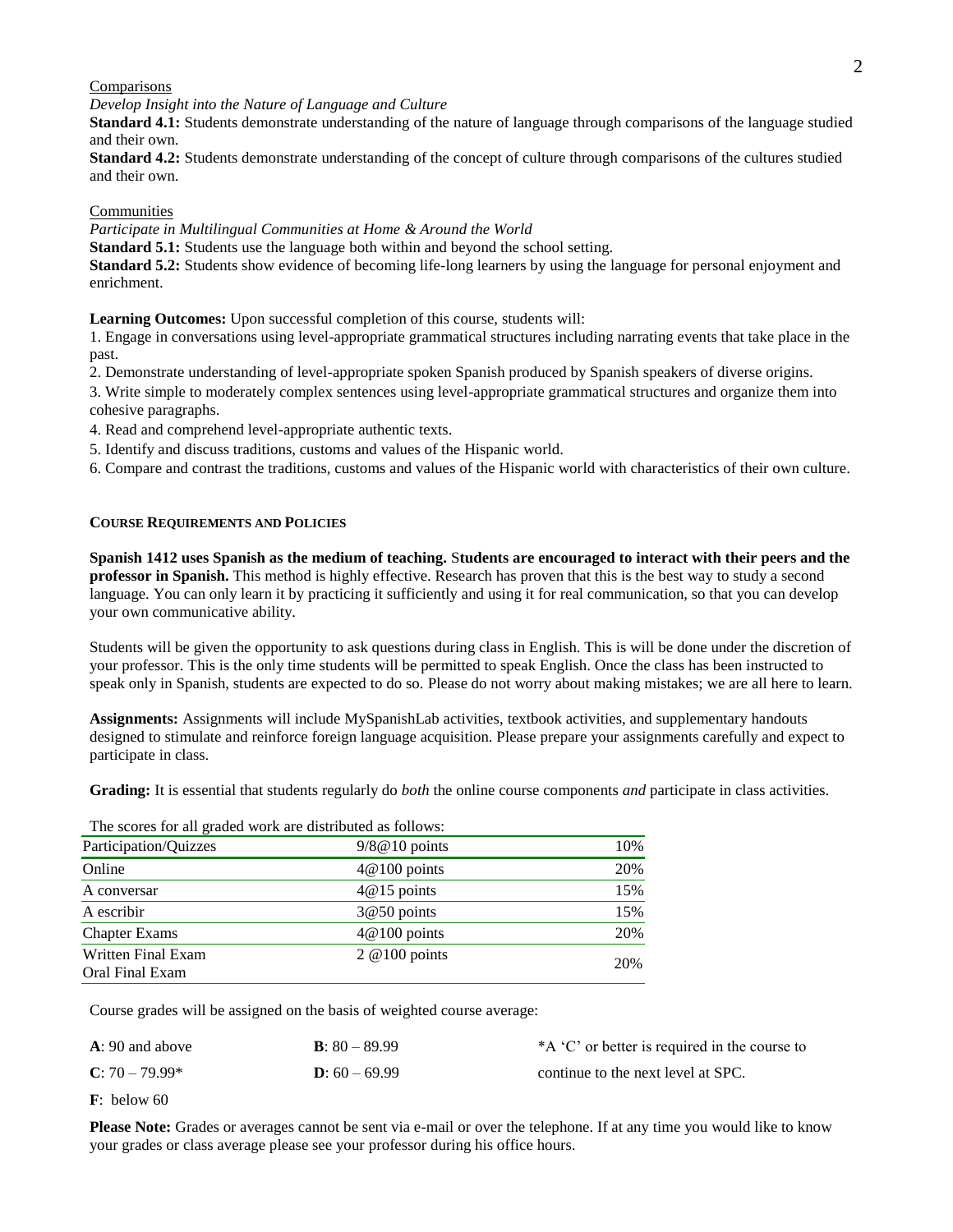Comparisons

*Develop Insight into the Nature of Language and Culture*

**Standard 4.1:** Students demonstrate understanding of the nature of language through comparisons of the language studied and their own.

**Standard 4.2:** Students demonstrate understanding of the concept of culture through comparisons of the cultures studied and their own.

Communities

*Participate in Multilingual Communities at Home & Around the World*

**Standard 5.1:** Students use the language both within and beyond the school setting.

**Standard 5.2:** Students show evidence of becoming life-long learners by using the language for personal enjoyment and enrichment.

**Learning Outcomes:** Upon successful completion of this course, students will:

1. Engage in conversations using level-appropriate grammatical structures including narrating events that take place in the past.
2. Demonstrate understanding of level-appropriate spoken Spanish produced by Spanish speakers of diverse origins.
3. Write simple to moderately complex sentences using level-appropriate grammatical structures and organize them into cohesive paragraphs.
4. Read and comprehend level-appropriate authentic texts.
5. Identify and discuss traditions, customs and values of the Hispanic world.
6. Compare and contrast the traditions, customs and values of the Hispanic world with characteristics of their own culture.

## COURSE REQUIREMENTS AND POLICIES

**Spanish 1412 uses Spanish as the medium of teaching.** **Students are encouraged to interact with their peers and the professor in Spanish.** This method is highly effective. Research has proven that this is the best way to study a second language. You can only learn it by practicing it sufficiently and using it for real communication, so that you can develop your own communicative ability.

Students will be given the opportunity to ask questions during class in English. This is will be done under the discretion of your professor. This is the only time students will be permitted to speak English. Once the class has been instructed to speak only in Spanish, students are expected to do so. Please do not worry about making mistakes; we are all here to learn.

**Assignments:** Assignments will include MySpanishLab activities, textbook activities, and supplementary handouts designed to stimulate and reinforce foreign language acquisition. Please prepare your assignments carefully and expect to participate in class.

**Grading:** It is essential that students regularly do *both* the online course components *and* participate in class activities.

The scores for all graded work are distributed as follows:

| | | |
|---|---|---|
| Participation/Quizzes | 9/8@10 points | 10% |
| Online | 4@100 points | 20% |
| A conversar | 4@15 points | 15% |
| A escribir | 3@50 points | 15% |
| Chapter Exams | 4@100 points | 20% |
| Written Final Exam<br>Oral Final Exam | 2 @100 points | 20% |

Course grades will be assigned on the basis of weighted course average:

**A**: 90 and above

**B**: 80 – 89.99

**C**: 70 – 79.99*

**D**: 60 – 69.99

**F**: below 60

*A 'C' or better is required in the course to continue to the next level at SPC.

**Please Note:** Grades or averages cannot be sent via e-mail or over the telephone. If at any time you would like to know your grades or class average please see your professor during his office hours.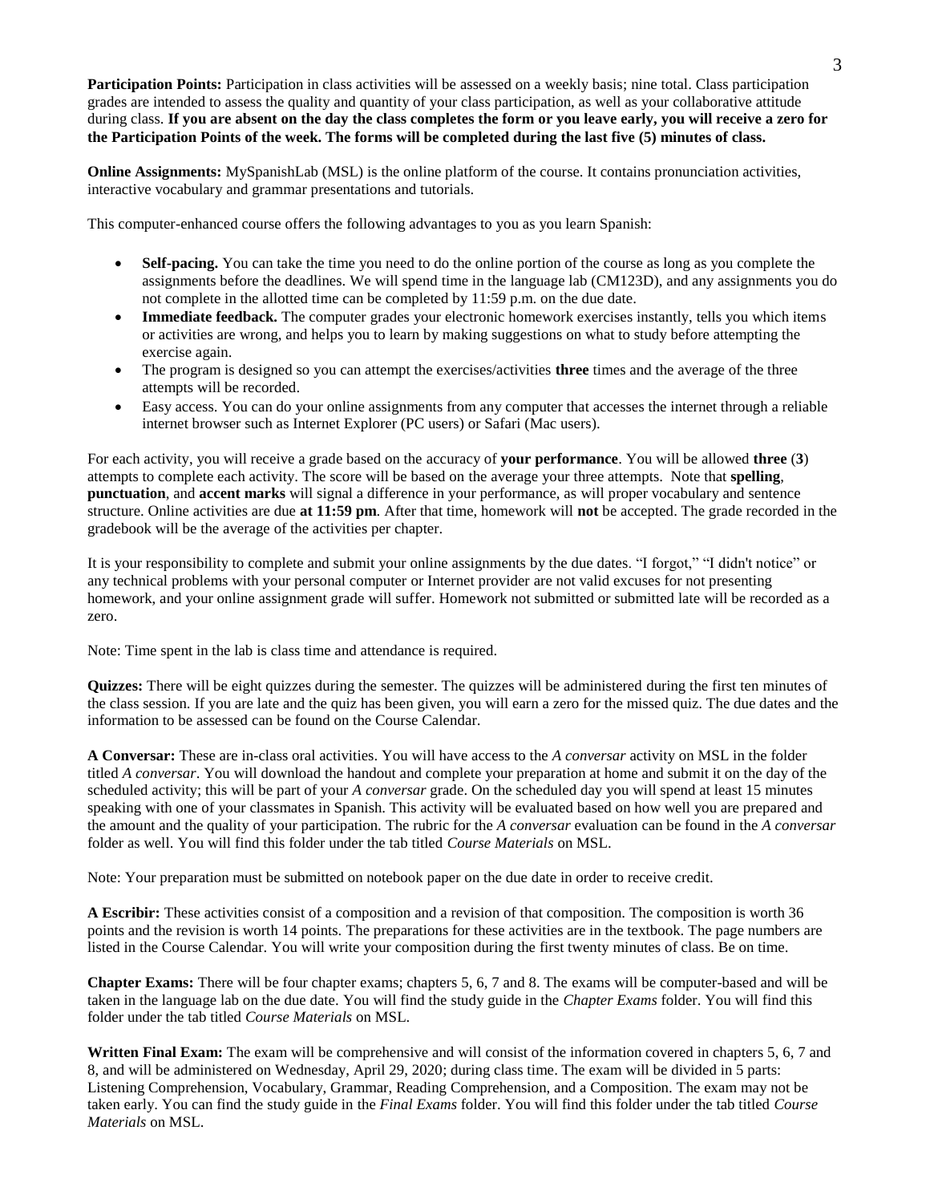**Participation Points:** Participation in class activities will be assessed on a weekly basis; nine total. Class participation grades are intended to assess the quality and quantity of your class participation, as well as your collaborative attitude during class. **If you are absent on the day the class completes the form or you leave early, you will receive a zero for the Participation Points of the week. The forms will be completed during the last five (5) minutes of class.**

**Online Assignments:** MySpanishLab (MSL) is the online platform of the course. It contains pronunciation activities, interactive vocabulary and grammar presentations and tutorials.

This computer-enhanced course offers the following advantages to you as you learn Spanish:

- **Self-pacing.** You can take the time you need to do the online portion of the course as long as you complete the assignments before the deadlines. We will spend time in the language lab (CM123D), and any assignments you do not complete in the allotted time can be completed by 11:59 p.m. on the due date.
- **Immediate feedback.** The computer grades your electronic homework exercises instantly, tells you which items or activities are wrong, and helps you to learn by making suggestions on what to study before attempting the exercise again.
- The program is designed so you can attempt the exercises/activities **three** times and the average of the three attempts will be recorded.
- Easy access. You can do your online assignments from any computer that accesses the internet through a reliable internet browser such as Internet Explorer (PC users) or Safari (Mac users).

For each activity, you will receive a grade based on the accuracy of **your performance**. You will be allowed **three** (**3**) attempts to complete each activity. The score will be based on the average your three attempts. Note that **spelling**, **punctuation**, and **accent marks** will signal a difference in your performance, as will proper vocabulary and sentence structure. Online activities are due **at 11:59 pm**. After that time, homework will **not** be accepted. The grade recorded in the gradebook will be the average of the activities per chapter.

It is your responsibility to complete and submit your online assignments by the due dates. "I forgot," "I didn't notice" or any technical problems with your personal computer or Internet provider are not valid excuses for not presenting homework, and your online assignment grade will suffer. Homework not submitted or submitted late will be recorded as a zero.

Note: Time spent in the lab is class time and attendance is required.

**Quizzes:** There will be eight quizzes during the semester. The quizzes will be administered during the first ten minutes of the class session. If you are late and the quiz has been given, you will earn a zero for the missed quiz. The due dates and the information to be assessed can be found on the Course Calendar.

**A Conversar:** These are in-class oral activities. You will have access to the *A conversar* activity on MSL in the folder titled *A conversar*. You will download the handout and complete your preparation at home and submit it on the day of the scheduled activity; this will be part of your *A conversar* grade. On the scheduled day you will spend at least 15 minutes speaking with one of your classmates in Spanish. This activity will be evaluated based on how well you are prepared and the amount and the quality of your participation. The rubric for the *A conversar* evaluation can be found in the *A conversar* folder as well. You will find this folder under the tab titled *Course Materials* on MSL.

Note: Your preparation must be submitted on notebook paper on the due date in order to receive credit.

**A Escribir:** These activities consist of a composition and a revision of that composition. The composition is worth 36 points and the revision is worth 14 points. The preparations for these activities are in the textbook. The page numbers are listed in the Course Calendar. You will write your composition during the first twenty minutes of class. Be on time.

**Chapter Exams:** There will be four chapter exams; chapters 5, 6, 7 and 8. The exams will be computer-based and will be taken in the language lab on the due date. You will find the study guide in the *Chapter Exams* folder. You will find this folder under the tab titled *Course Materials* on MSL.

**Written Final Exam:** The exam will be comprehensive and will consist of the information covered in chapters 5, 6, 7 and 8, and will be administered on Wednesday, April 29, 2020; during class time. The exam will be divided in 5 parts: Listening Comprehension, Vocabulary, Grammar, Reading Comprehension, and a Composition. The exam may not be taken early. You can find the study guide in the *Final Exams* folder. You will find this folder under the tab titled *Course Materials* on MSL.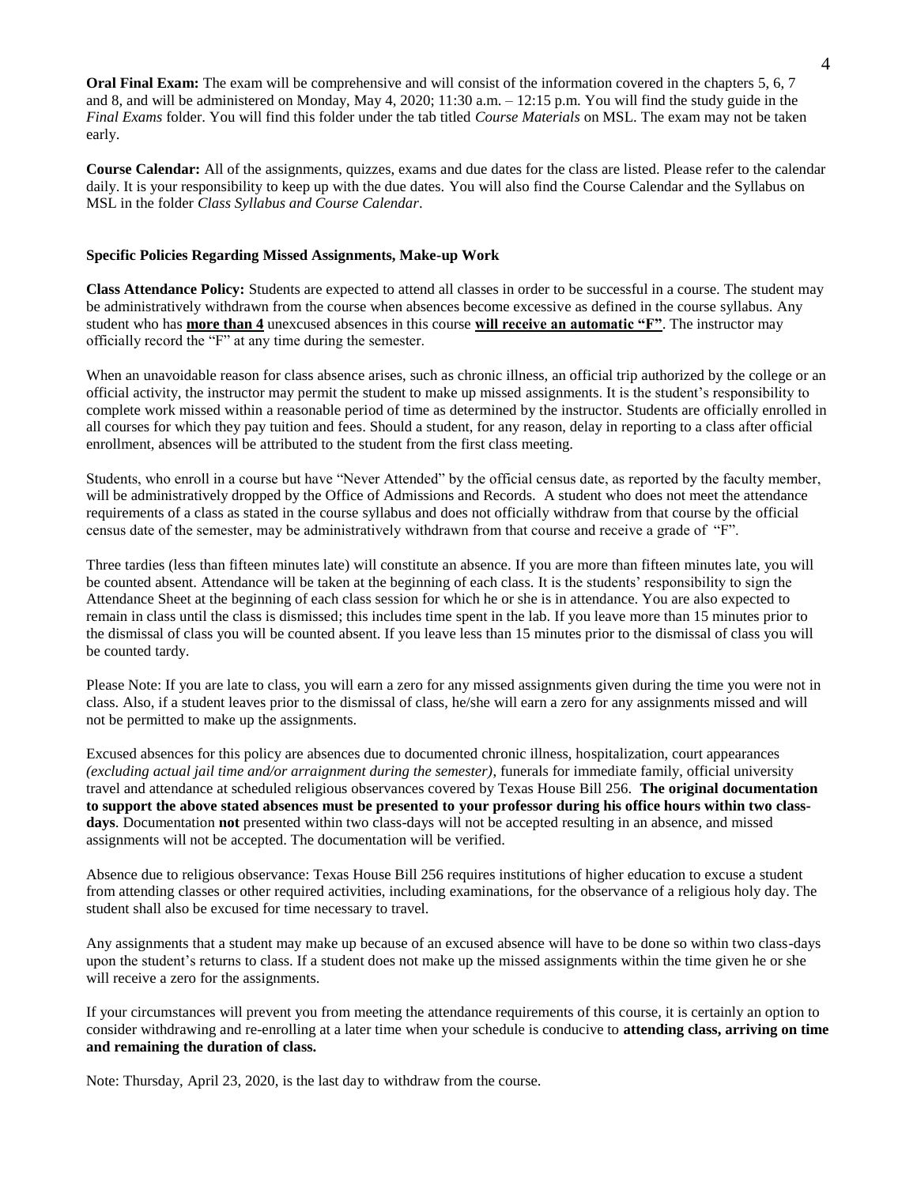**Oral Final Exam:** The exam will be comprehensive and will consist of the information covered in the chapters 5, 6, 7 and 8, and will be administered on Monday, May 4, 2020; 11:30 a.m. – 12:15 p.m. You will find the study guide in the *Final Exams* folder. You will find this folder under the tab titled *Course Materials* on MSL. The exam may not be taken early.

**Course Calendar:** All of the assignments, quizzes, exams and due dates for the class are listed. Please refer to the calendar daily. It is your responsibility to keep up with the due dates. You will also find the Course Calendar and the Syllabus on MSL in the folder *Class Syllabus and Course Calendar*.

**Specific Policies Regarding Missed Assignments, Make-up Work**

**Class Attendance Policy:** Students are expected to attend all classes in order to be successful in a course. The student may be administratively withdrawn from the course when absences become excessive as defined in the course syllabus. Any student who has **more than 4** unexcused absences in this course **will receive an automatic "F"**. The instructor may officially record the "F" at any time during the semester.

When an unavoidable reason for class absence arises, such as chronic illness, an official trip authorized by the college or an official activity, the instructor may permit the student to make up missed assignments. It is the student's responsibility to complete work missed within a reasonable period of time as determined by the instructor. Students are officially enrolled in all courses for which they pay tuition and fees. Should a student, for any reason, delay in reporting to a class after official enrollment, absences will be attributed to the student from the first class meeting.

Students, who enroll in a course but have "Never Attended" by the official census date, as reported by the faculty member, will be administratively dropped by the Office of Admissions and Records. A student who does not meet the attendance requirements of a class as stated in the course syllabus and does not officially withdraw from that course by the official census date of the semester, may be administratively withdrawn from that course and receive a grade of "F".

Three tardies (less than fifteen minutes late) will constitute an absence. If you are more than fifteen minutes late, you will be counted absent. Attendance will be taken at the beginning of each class. It is the students' responsibility to sign the Attendance Sheet at the beginning of each class session for which he or she is in attendance. You are also expected to remain in class until the class is dismissed; this includes time spent in the lab. If you leave more than 15 minutes prior to the dismissal of class you will be counted absent. If you leave less than 15 minutes prior to the dismissal of class you will be counted tardy.

Please Note: If you are late to class, you will earn a zero for any missed assignments given during the time you were not in class. Also, if a student leaves prior to the dismissal of class, he/she will earn a zero for any assignments missed and will not be permitted to make up the assignments.

Excused absences for this policy are absences due to documented chronic illness, hospitalization, court appearances *(excluding actual jail time and/or arraignment during the semester)*, funerals for immediate family, official university travel and attendance at scheduled religious observances covered by Texas House Bill 256. **The original documentation to support the above stated absences must be presented to your professor during his office hours within two class-days**. Documentation **not** presented within two class-days will not be accepted resulting in an absence, and missed assignments will not be accepted. The documentation will be verified.

Absence due to religious observance: Texas House Bill 256 requires institutions of higher education to excuse a student from attending classes or other required activities, including examinations, for the observance of a religious holy day. The student shall also be excused for time necessary to travel.

Any assignments that a student may make up because of an excused absence will have to be done so within two class-days upon the student's returns to class. If a student does not make up the missed assignments within the time given he or she will receive a zero for the assignments.

If your circumstances will prevent you from meeting the attendance requirements of this course, it is certainly an option to consider withdrawing and re-enrolling at a later time when your schedule is conducive to **attending class, arriving on time and remaining the duration of class.**

Note: Thursday, April 23, 2020, is the last day to withdraw from the course.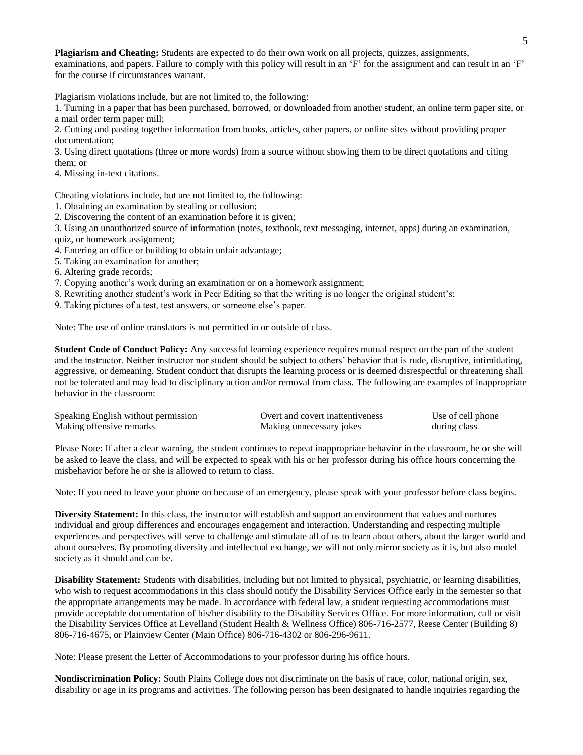**Plagiarism and Cheating:** Students are expected to do their own work on all projects, quizzes, assignments, examinations, and papers. Failure to comply with this policy will result in an 'F' for the assignment and can result in an 'F' for the course if circumstances warrant.

Plagiarism violations include, but are not limited to, the following:

1. Turning in a paper that has been purchased, borrowed, or downloaded from another student, an online term paper site, or a mail order term paper mill;
2. Cutting and pasting together information from books, articles, other papers, or online sites without providing proper documentation;
3. Using direct quotations (three or more words) from a source without showing them to be direct quotations and citing them; or
4. Missing in-text citations.

Cheating violations include, but are not limited to, the following:

1. Obtaining an examination by stealing or collusion;
2. Discovering the content of an examination before it is given;
3. Using an unauthorized source of information (notes, textbook, text messaging, internet, apps) during an examination, quiz, or homework assignment;
4. Entering an office or building to obtain unfair advantage;
5. Taking an examination for another;
6. Altering grade records;
7. Copying another's work during an examination or on a homework assignment;
8. Rewriting another student's work in Peer Editing so that the writing is no longer the original student's;
9. Taking pictures of a test, test answers, or someone else's paper.

Note: The use of online translators is not permitted in or outside of class.

**Student Code of Conduct Policy:** Any successful learning experience requires mutual respect on the part of the student and the instructor. Neither instructor nor student should be subject to others' behavior that is rude, disruptive, intimidating, aggressive, or demeaning. Student conduct that disrupts the learning process or is deemed disrespectful or threatening shall not be tolerated and may lead to disciplinary action and/or removal from class. The following are examples of inappropriate behavior in the classroom:

| | | |
|---|---|---|
| Speaking English without permission | Overt and covert inattentiveness | Use of cell phone |
| Making offensive remarks | Making unnecessary jokes | during class |

Please Note: If after a clear warning, the student continues to repeat inappropriate behavior in the classroom, he or she will be asked to leave the class, and will be expected to speak with his or her professor during his office hours concerning the misbehavior before he or she is allowed to return to class.

Note: If you need to leave your phone on because of an emergency, please speak with your professor before class begins.

**Diversity Statement:** In this class, the instructor will establish and support an environment that values and nurtures individual and group differences and encourages engagement and interaction. Understanding and respecting multiple experiences and perspectives will serve to challenge and stimulate all of us to learn about others, about the larger world and about ourselves. By promoting diversity and intellectual exchange, we will not only mirror society as it is, but also model society as it should and can be.

**Disability Statement:** Students with disabilities, including but not limited to physical, psychiatric, or learning disabilities, who wish to request accommodations in this class should notify the Disability Services Office early in the semester so that the appropriate arrangements may be made. In accordance with federal law, a student requesting accommodations must provide acceptable documentation of his/her disability to the Disability Services Office. For more information, call or visit the Disability Services Office at Levelland (Student Health & Wellness Office) 806-716-2577, Reese Center (Building 8) 806-716-4675, or Plainview Center (Main Office) 806-716-4302 or 806-296-9611.

Note: Please present the Letter of Accommodations to your professor during his office hours.

**Nondiscrimination Policy:** South Plains College does not discriminate on the basis of race, color, national origin, sex, disability or age in its programs and activities. The following person has been designated to handle inquiries regarding the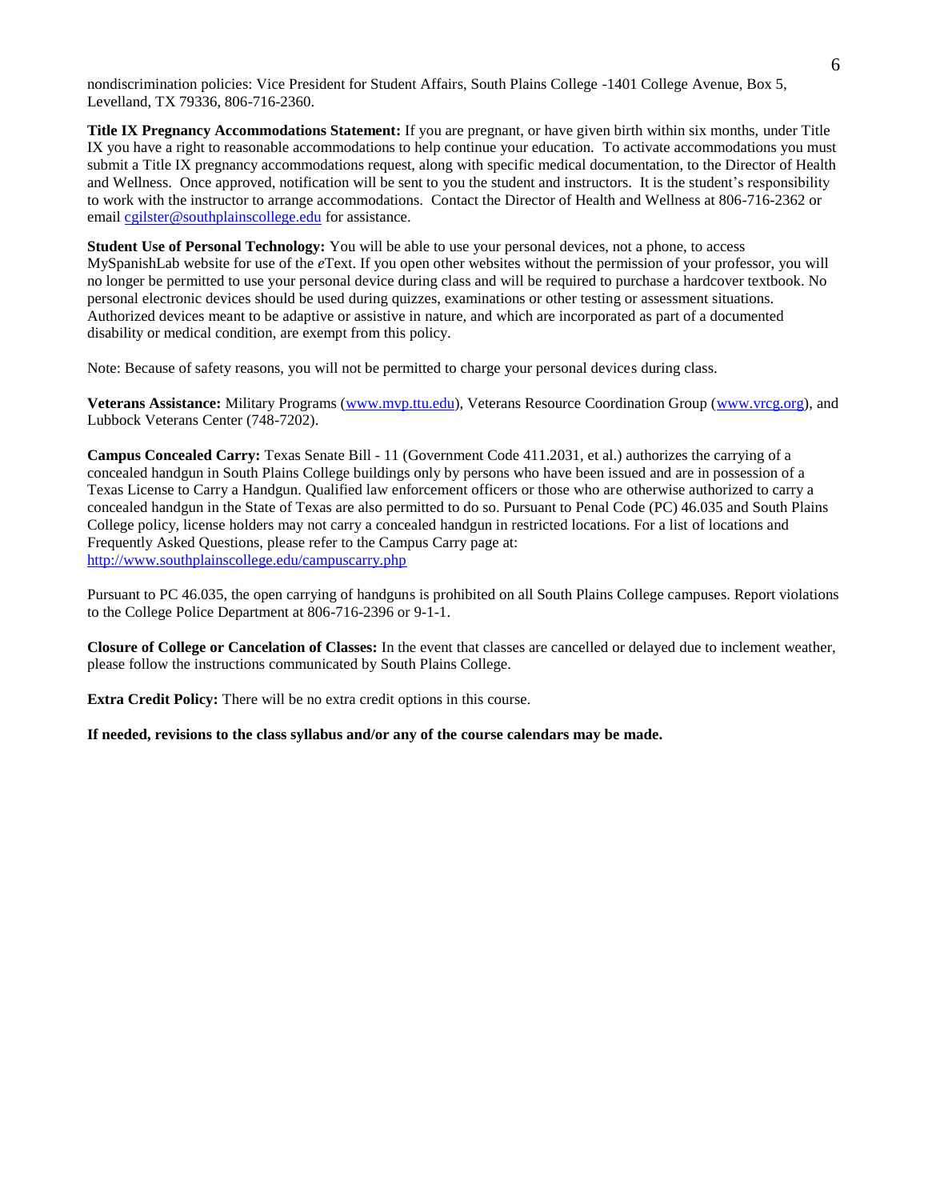nondiscrimination policies: Vice President for Student Affairs, South Plains College -1401 College Avenue, Box 5, Levelland, TX 79336, 806-716-2360.

**Title IX Pregnancy Accommodations Statement:** If you are pregnant, or have given birth within six months, under Title IX you have a right to reasonable accommodations to help continue your education. To activate accommodations you must submit a Title IX pregnancy accommodations request, along with specific medical documentation, to the Director of Health and Wellness. Once approved, notification will be sent to you the student and instructors. It is the student's responsibility to work with the instructor to arrange accommodations. Contact the Director of Health and Wellness at 806-716-2362 or email cgilster@southplainscollege.edu for assistance.

**Student Use of Personal Technology:** You will be able to use your personal devices, not a phone, to access MySpanishLab website for use of the *e*Text. If you open other websites without the permission of your professor, you will no longer be permitted to use your personal device during class and will be required to purchase a hardcover textbook. No personal electronic devices should be used during quizzes, examinations or other testing or assessment situations. Authorized devices meant to be adaptive or assistive in nature, and which are incorporated as part of a documented disability or medical condition, are exempt from this policy.

Note: Because of safety reasons, you will not be permitted to charge your personal devices during class.

**Veterans Assistance:** Military Programs (www.mvp.ttu.edu), Veterans Resource Coordination Group (www.vrcg.org), and Lubbock Veterans Center (748-7202).

**Campus Concealed Carry:** Texas Senate Bill - 11 (Government Code 411.2031, et al.) authorizes the carrying of a concealed handgun in South Plains College buildings only by persons who have been issued and are in possession of a Texas License to Carry a Handgun. Qualified law enforcement officers or those who are otherwise authorized to carry a concealed handgun in the State of Texas are also permitted to do so. Pursuant to Penal Code (PC) 46.035 and South Plains College policy, license holders may not carry a concealed handgun in restricted locations. For a list of locations and Frequently Asked Questions, please refer to the Campus Carry page at: http://www.southplainscollege.edu/campuscarry.php

Pursuant to PC 46.035, the open carrying of handguns is prohibited on all South Plains College campuses. Report violations to the College Police Department at 806-716-2396 or 9-1-1.

**Closure of College or Cancelation of Classes:** In the event that classes are cancelled or delayed due to inclement weather, please follow the instructions communicated by South Plains College.

**Extra Credit Policy:** There will be no extra credit options in this course.

**If needed, revisions to the class syllabus and/or any of the course calendars may be made.**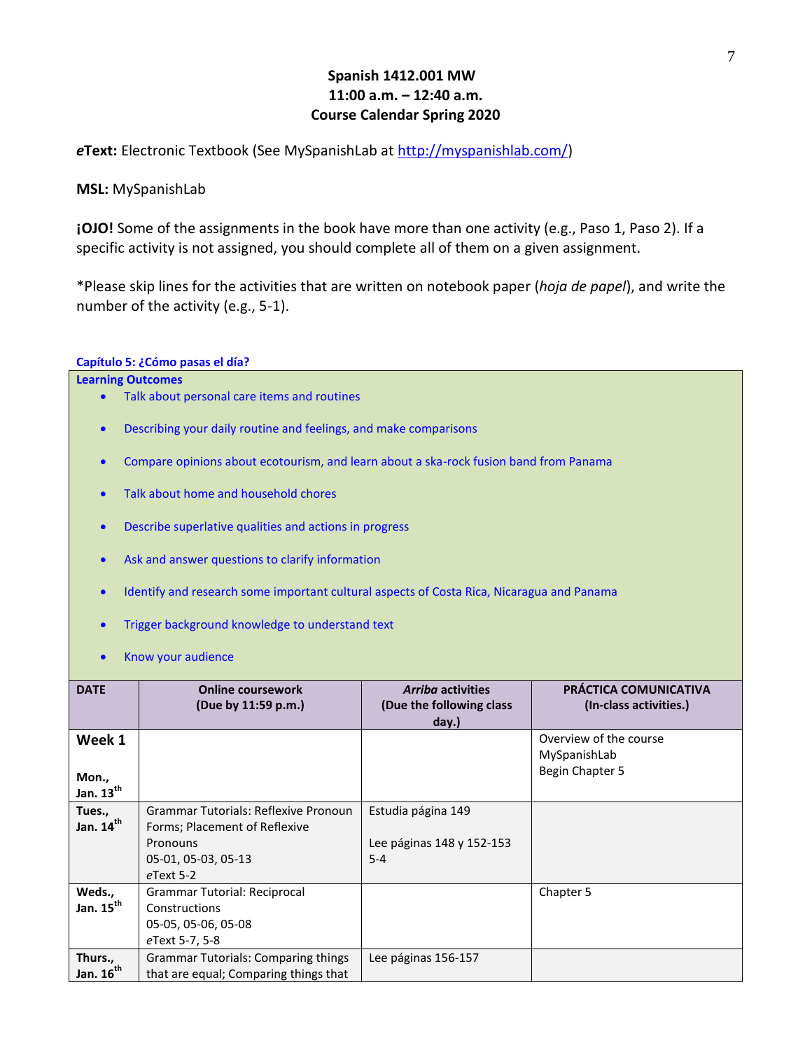# Spanish 1412.001 MW
# 11:00 a.m. – 12:40 a.m.
# Course Calendar Spring 2020

***e*Text:** Electronic Textbook (See MySpanishLab at http://myspanishlab.com/)

**MSL:** MySpanishLab

**¡OJO!** Some of the assignments in the book have more than one activity (e.g., Paso 1, Paso 2). If a specific activity is not assigned, you should complete all of them on a given assignment.

*Please skip lines for the activities that are written on notebook paper (*hoja de papel*), and write the number of the activity (e.g., 5-1).

### Capítulo 5: ¿Cómo pasas el día?

**Learning Outcomes**

- Talk about personal care items and routines
- Describing your daily routine and feelings, and make comparisons
- Compare opinions about ecotourism, and learn about a ska-rock fusion band from Panama
- Talk about home and household chores
- Describe superlative qualities and actions in progress
- Ask and answer questions to clarify information
- Identify and research some important cultural aspects of Costa Rica, Nicaragua and Panama
- Trigger background knowledge to understand text
- Know your audience

| DATE | Online coursework (Due by 11:59 p.m.) | *Arriba* activities (Due the following class day.) | PRÁCTICA COMUNICATIVA (In-class activities.) |
|---|---|---|---|
| **Week 1**<br><br>**Mon., Jan. 13th** | | | Overview of the course<br>MySpanishLab<br>Begin Chapter 5 |
| **Tues., Jan. 14th** | Grammar Tutorials: Reflexive Pronoun Forms; Placement of Reflexive Pronouns<br>05-01, 05-03, 05-13<br>*e*Text 5-2 | Estudia página 149<br><br>Lee páginas 148 y 152-153<br>5-4 | |
| **Weds., Jan. 15th** | Grammar Tutorial: Reciprocal Constructions<br>05-05, 05-06, 05-08<br>*e*Text 5-7, 5-8 | | Chapter 5 |
| **Thurs., Jan. 16th** | Grammar Tutorials: Comparing things that are equal; Comparing things that | Lee páginas 156-157 | |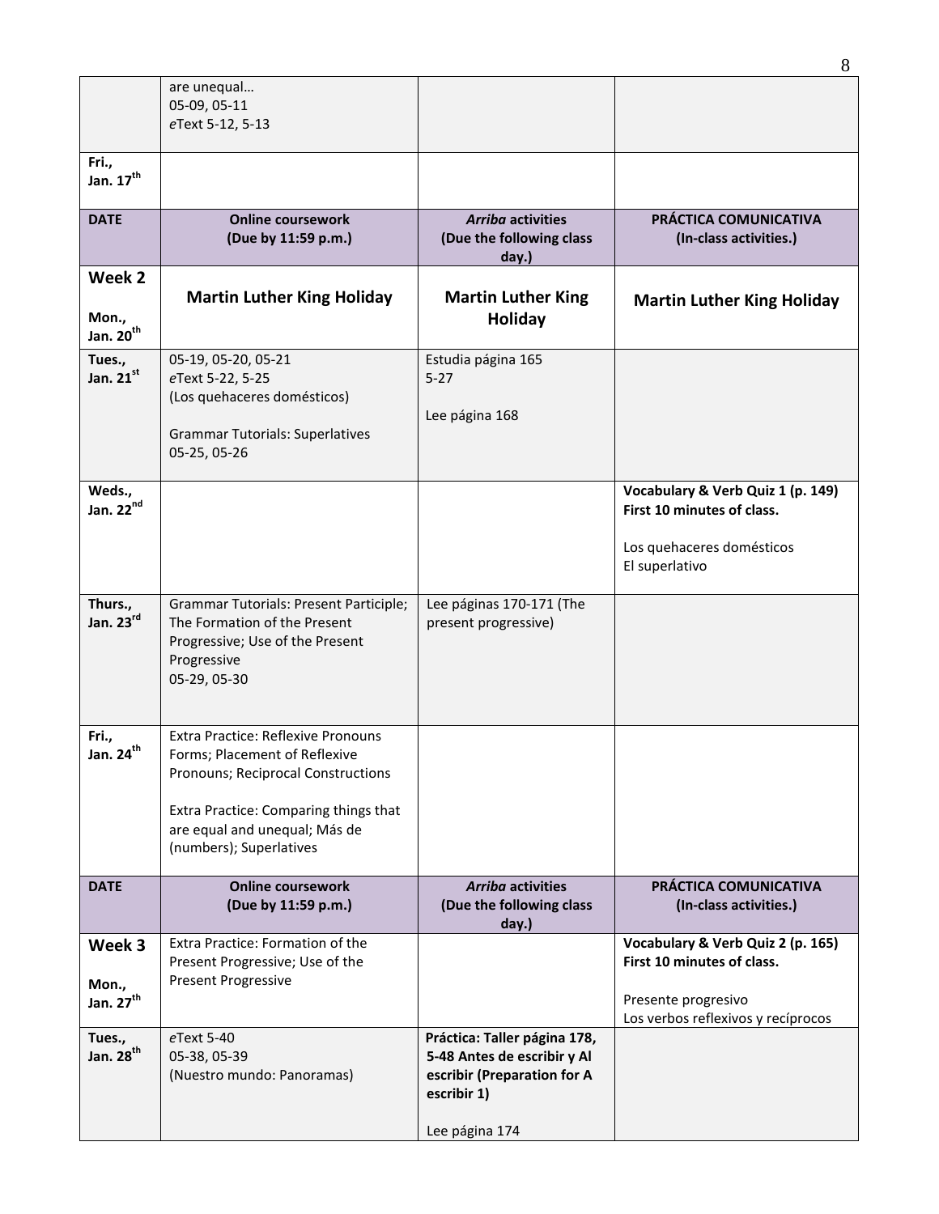| | | | |
|---|---|---|---|
| | are unequal… 05-09, 05-11 *e*Text 5-12, 5-13 | | |
| **Fri., Jan. 17th** | | | |
| **DATE** | **Online coursework (Due by 11:59 p.m.)** | ***Arriba* activities (Due the following class day.)** | **PRÁCTICA COMUNICATIVA (In-class activities.)** |
| **Week 2** **Mon., Jan. 20th** | **Martin Luther King Holiday** | **Martin Luther King Holiday** | **Martin Luther King Holiday** |
| **Tues., Jan. 21st** | 05-19, 05-20, 05-21 *e*Text 5-22, 5-25 (Los quehaceres domésticos) Grammar Tutorials: Superlatives 05-25, 05-26 | Estudia página 165 5-27 Lee página 168 | |
| **Weds., Jan. 22nd** | | | **Vocabulary & Verb Quiz 1 (p. 149) First 10 minutes of class.** Los quehaceres domésticos El superlativo |
| **Thurs., Jan. 23rd** | Grammar Tutorials: Present Participle; The Formation of the Present Progressive; Use of the Present Progressive 05-29, 05-30 | Lee páginas 170-171 (The present progressive) | |
| **Fri., Jan. 24th** | Extra Practice: Reflexive Pronouns Forms; Placement of Reflexive Pronouns; Reciprocal Constructions Extra Practice: Comparing things that are equal and unequal; Más de (numbers); Superlatives | | |
| **DATE** | **Online coursework (Due by 11:59 p.m.)** | ***Arriba* activities (Due the following class day.)** | **PRÁCTICA COMUNICATIVA (In-class activities.)** |
| **Week 3** **Mon., Jan. 27th** | Extra Practice: Formation of the Present Progressive; Use of the Present Progressive | | **Vocabulary & Verb Quiz 2 (p. 165) First 10 minutes of class.** Presente progresivo Los verbos reflexivos y recíprocos |
| **Tues., Jan. 28th** | *e*Text 5-40 05-38, 05-39 (Nuestro mundo: Panoramas) | **Práctica: Taller página 178, 5-48 Antes de escribir y Al escribir (Preparation for A escribir 1)** Lee página 174 | |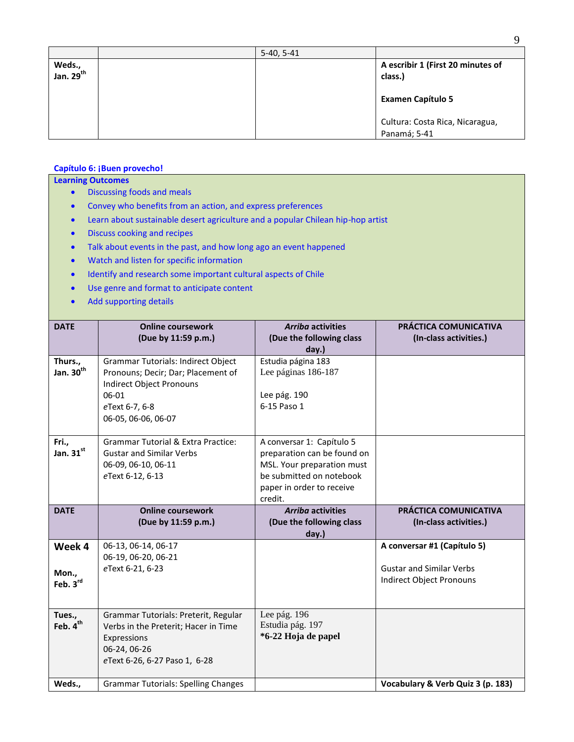| | | | |
|---|---|---|---|
| | | 5-40, 5-41 | |
| **Weds., Jan. 29th** | | | **A escribir 1 (First 20 minutes of class.)**<br><br>**Examen Capítulo 5**<br><br>Cultura: Costa Rica, Nicaragua, Panamá; 5-41 |

**Capítulo 6: ¡Buen provecho!**

**Learning Outcomes**

- Discussing foods and meals
- Convey who benefits from an action, and express preferences
- Learn about sustainable desert agriculture and a popular Chilean hip-hop artist
- Discuss cooking and recipes
- Talk about events in the past, and how long ago an event happened
- Watch and listen for specific information
- Identify and research some important cultural aspects of Chile
- Use genre and format to anticipate content
- Add supporting details

| DATE | Online coursework (Due by 11:59 p.m.) | *Arriba* activities (Due the following class day.) | PRÁCTICA COMUNICATIVA (In-class activities.) |
|---|---|---|---|
| **Thurs., Jan. 30th** | Grammar Tutorials: Indirect Object Pronouns; Decir; Dar; Placement of Indirect Object Pronouns<br>06-01<br>*e*Text 6-7, 6-8<br>06-05, 06-06, 06-07 | Estudia página 183<br>Lee páginas 186-187<br><br>Lee pág. 190<br>6-15 Paso 1 | |
| **Fri., Jan. 31st** | Grammar Tutorial & Extra Practice: Gustar and Similar Verbs<br>06-09, 06-10, 06-11<br>*e*Text 6-12, 6-13 | A conversar 1: Capítulo 5 preparation can be found on MSL. Your preparation must be submitted on notebook paper in order to receive credit. | |
| **DATE** | **Online coursework (Due by 11:59 p.m.)** | ***Arriba* activities (Due the following class day.)** | **PRÁCTICA COMUNICATIVA (In-class activities.)** |
| **Week 4**<br><br>**Mon., Feb. 3rd** | 06-13, 06-14, 06-17<br>06-19, 06-20, 06-21<br>*e*Text 6-21, 6-23 | | **A conversar #1 (Capítulo 5)**<br><br>Gustar and Similar Verbs<br>Indirect Object Pronouns |
| **Tues., Feb. 4th** | Grammar Tutorials: Preterit, Regular Verbs in the Preterit; Hacer in Time Expressions<br>06-24, 06-26<br>*e*Text 6-26, 6-27 Paso 1, 6-28 | Lee pág. 196<br>Estudia pág. 197<br>**\*6-22 Hoja de papel** | |
| **Weds.,** | Grammar Tutorials: Spelling Changes | | **Vocabulary & Verb Quiz 3 (p. 183)** |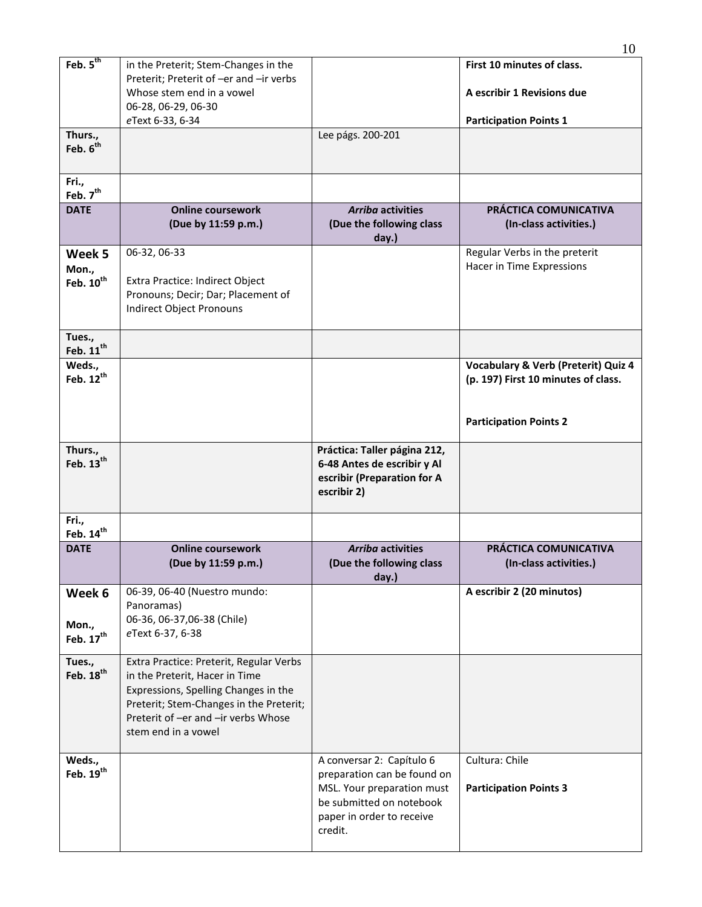| | | | |
|---|---|---|---|
| **Feb. 5th** | in the Preterit; Stem-Changes in the Preterit; Preterit of –er and –ir verbs Whose stem end in a vowel<br>06-28, 06-29, 06-30<br>*e*Text 6-33, 6-34 | | **First 10 minutes of class.**<br><br>**A escribir 1 Revisions due**<br><br>**Participation Points 1** |
| **Thurs., Feb. 6th** | | Lee págs. 200-201 | |
| **Fri., Feb. 7th** | | | |
| **DATE** | **Online coursework (Due by 11:59 p.m.)** | ***Arriba* activities (Due the following class day.)** | **PRÁCTICA COMUNICATIVA (In-class activities.)** |
| **Week 5**<br>**Mon., Feb. 10th** | 06-32, 06-33<br><br>Extra Practice: Indirect Object Pronouns; Decir; Dar; Placement of Indirect Object Pronouns | | Regular Verbs in the preterit<br>Hacer in Time Expressions |
| **Tues., Feb. 11th** | | | |
| **Weds., Feb. 12th** | | | **Vocabulary & Verb (Preterit) Quiz 4 (p. 197) First 10 minutes of class.**<br><br>**Participation Points 2** |
| **Thurs., Feb. 13th** | | **Práctica: Taller página 212, 6-48 Antes de escribir y Al escribir (Preparation for A escribir 2)** | |
| **Fri., Feb. 14th** | | | |
| **DATE** | **Online coursework (Due by 11:59 p.m.)** | ***Arriba* activities (Due the following class day.)** | **PRÁCTICA COMUNICATIVA (In-class activities.)** |
| **Week 6**<br>**Mon., Feb. 17th** | 06-39, 06-40 (Nuestro mundo: Panoramas)<br>06-36, 06-37,06-38 (Chile)<br>*e*Text 6-37, 6-38 | | **A escribir 2 (20 minutos)** |
| **Tues., Feb. 18th** | Extra Practice: Preterit, Regular Verbs in the Preterit, Hacer in Time Expressions, Spelling Changes in the Preterit; Stem-Changes in the Preterit; Preterit of –er and –ir verbs Whose stem end in a vowel | | |
| **Weds., Feb. 19th** | | A conversar 2: Capítulo 6 preparation can be found on MSL. Your preparation must be submitted on notebook paper in order to receive credit. | Cultura: Chile<br><br>**Participation Points 3** |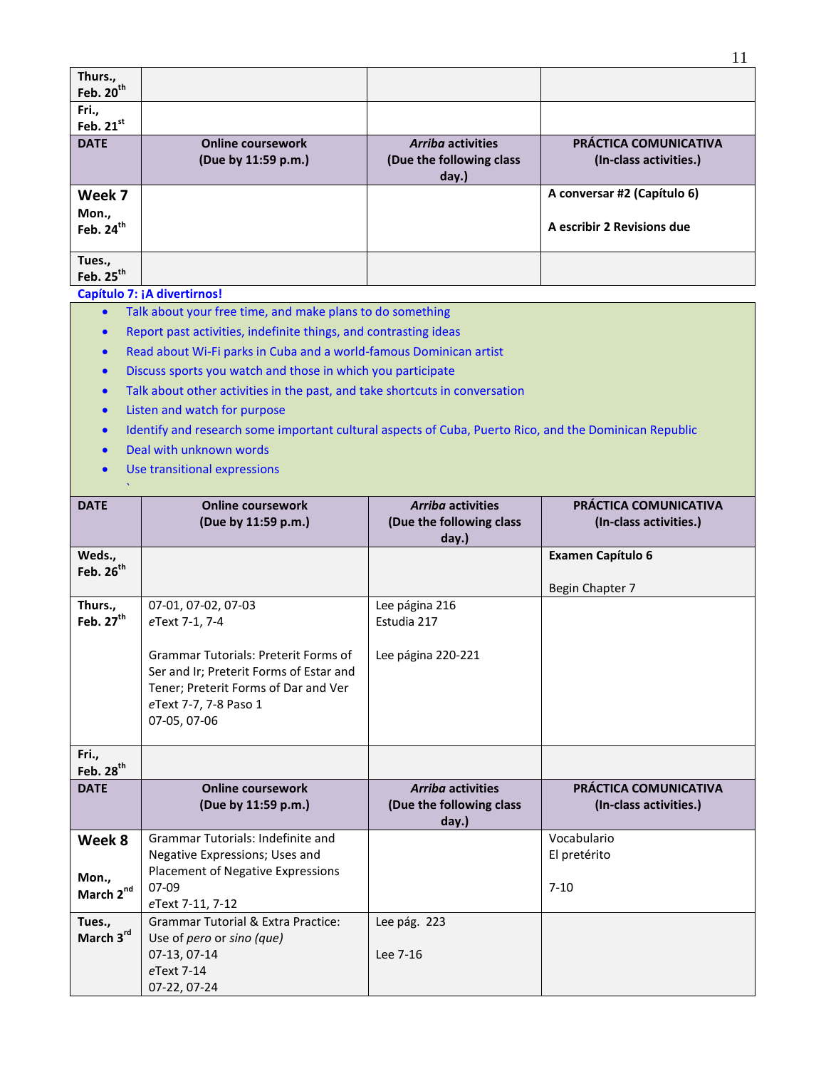| | | | |
|---|---|---|---|
| **Thurs., Feb. 20th** | | | |
| **Fri., Feb. 21st** | | | |
| **DATE** | **Online coursework (Due by 11:59 p.m.)** | ***Arriba* activities (Due the following class day.)** | **PRÁCTICA COMUNICATIVA (In-class activities.)** |
| **Week 7** **Mon., Feb. 24th** | | | **A conversar #2 (Capítulo 6)** **A escribir 2 Revisions due** |
| **Tues., Feb. 25th** | | | |

**Capítulo 7: ¡A divertirnos!**

- Talk about your free time, and make plans to do something
- Report past activities, indefinite things, and contrasting ideas
- Read about Wi-Fi parks in Cuba and a world-famous Dominican artist
- Discuss sports you watch and those in which you participate
- Talk about other activities in the past, and take shortcuts in conversation
- Listen and watch for purpose
- Identify and research some important cultural aspects of Cuba, Puerto Rico, and the Dominican Republic
- Deal with unknown words
- Use transitional expressions

| DATE | Online coursework (Due by 11:59 p.m.) | *Arriba* activities (Due the following class day.) | PRÁCTICA COMUNICATIVA (In-class activities.) |
|---|---|---|---|
| **Weds., Feb. 26th** | | | **Examen Capítulo 6** Begin Chapter 7 |
| **Thurs., Feb. 27th** | 07-01, 07-02, 07-03 *e*Text 7-1, 7-4 Grammar Tutorials: Preterit Forms of Ser and Ir; Preterit Forms of Estar and Tener; Preterit Forms of Dar and Ver *e*Text 7-7, 7-8 Paso 1 07-05, 07-06 | Lee página 216 Estudia 217 Lee página 220-221 | |
| **Fri., Feb. 28th** | | | |
| **DATE** | **Online coursework (Due by 11:59 p.m.)** | ***Arriba* activities (Due the following class day.)** | **PRÁCTICA COMUNICATIVA (In-class activities.)** |
| **Week 8** **Mon., March 2nd** | Grammar Tutorials: Indefinite and Negative Expressions; Uses and Placement of Negative Expressions 07-09 *e*Text 7-11, 7-12 | | Vocabulario El pretérito 7-10 |
| **Tues., March 3rd** | Grammar Tutorial & Extra Practice: Use of *pero* or *sino (que)* 07-13, 07-14 *e*Text 7-14 07-22, 07-24 | Lee pág. 223 Lee 7-16 | |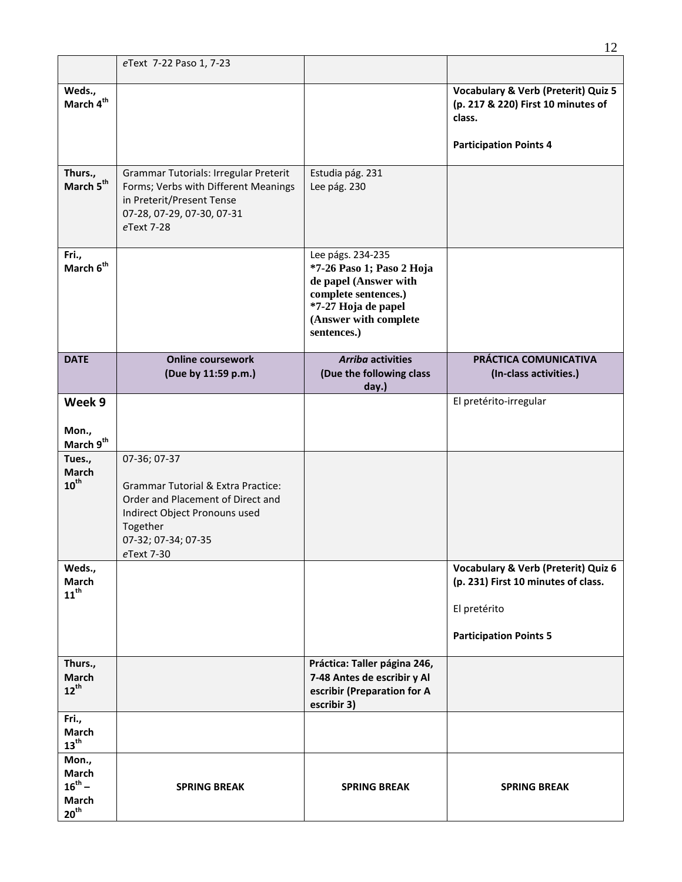| | | | |
|---|---|---|---|
| | *e*Text 7-22 Paso 1, 7-23 | | |
| **Weds., March 4th** | | | **Vocabulary & Verb (Preterit) Quiz 5 (p. 217 & 220) First 10 minutes of class.**<br><br>**Participation Points 4** |
| **Thurs., March 5th** | Grammar Tutorials: Irregular Preterit Forms; Verbs with Different Meanings in Preterit/Present Tense<br>07-28, 07-29, 07-30, 07-31<br>*e*Text 7-28 | Estudia pág. 231<br>Lee pág. 230 | |
| **Fri., March 6th** | | Lee págs. 234-235<br>**\*7-26 Paso 1; Paso 2 Hoja de papel (Answer with complete sentences.)**<br>**\*7-27 Hoja de papel (Answer with complete sentences.)** | |
| **DATE** | **Online coursework (Due by 11:59 p.m.)** | ***Arriba* activities (Due the following class day.)** | **PRÁCTICA COMUNICATIVA (In-class activities.)** |
| **Week 9**<br><br>**Mon., March 9th** | | | El pretérito-irregular |
| **Tues., March 10th** | 07-36; 07-37<br><br>Grammar Tutorial & Extra Practice: Order and Placement of Direct and Indirect Object Pronouns used Together<br>07-32; 07-34; 07-35<br>*e*Text 7-30 | | |
| **Weds., March 11th** | | | **Vocabulary & Verb (Preterit) Quiz 6 (p. 231) First 10 minutes of class.**<br><br>El pretérito<br><br>**Participation Points 5** |
| **Thurs., March 12th** | | **Práctica: Taller página 246, 7-48 Antes de escribir y Al escribir (Preparation for A escribir 3)** | |
| **Fri., March 13th** | | | |
| **Mon., March 16th – March 20th** | **SPRING BREAK** | **SPRING BREAK** | **SPRING BREAK** |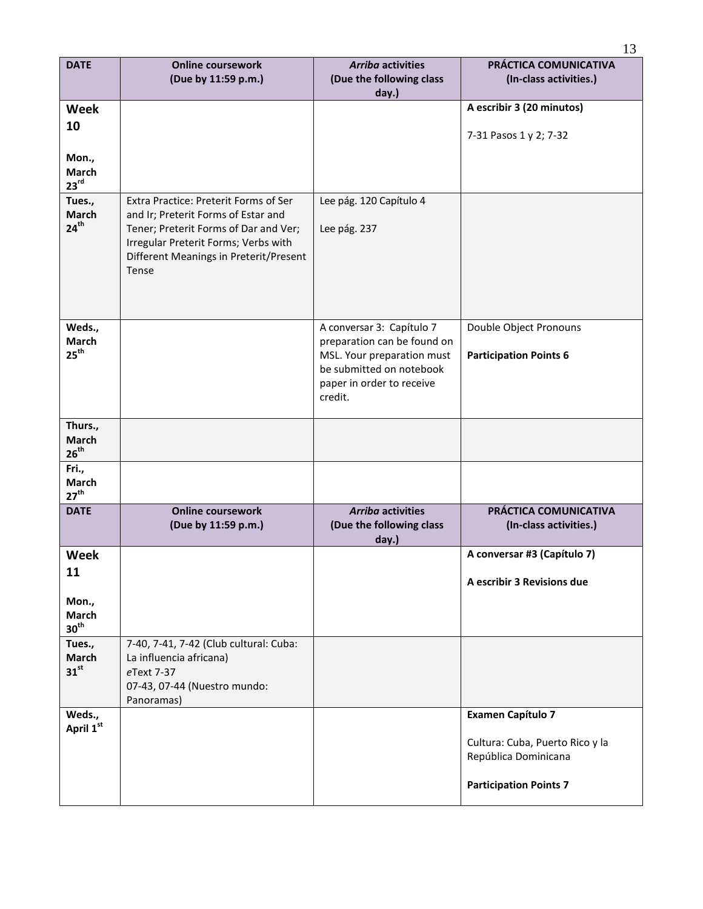| DATE | Online coursework (Due by 11:59 p.m.) | *Arriba* activities (Due the following class day.) | PRÁCTICA COMUNICATIVA (In-class activities.) |
|---|---|---|---|
| **Week 10**<br><br>**Mon., March 23rd** | | | **A escribir 3 (20 minutos)**<br><br>7-31 Pasos 1 y 2; 7-32 |
| **Tues., March 24th** | Extra Practice: Preterit Forms of Ser and Ir; Preterit Forms of Estar and Tener; Preterit Forms of Dar and Ver; Irregular Preterit Forms; Verbs with Different Meanings in Preterit/Present Tense | Lee pág. 120 Capítulo 4<br><br>Lee pág. 237 | |
| **Weds., March 25th** | | A conversar 3: Capítulo 7 preparation can be found on MSL. Your preparation must be submitted on notebook paper in order to receive credit. | Double Object Pronouns<br><br>**Participation Points 6** |
| **Thurs., March 26th** | | | |
| **Fri., March 27th** | | | |
| **DATE** | **Online coursework (Due by 11:59 p.m.)** | ***Arriba* activities (Due the following class day.)** | **PRÁCTICA COMUNICATIVA (In-class activities.)** |
| **Week 11**<br><br>**Mon., March 30th** | | | **A conversar #3 (Capítulo 7)**<br><br>**A escribir 3 Revisions due** |
| **Tues., March 31st** | 7-40, 7-41, 7-42 (Club cultural: Cuba: La influencia africana)<br>*e*Text 7-37<br>07-43, 07-44 (Nuestro mundo: Panoramas) | | |
| **Weds., April 1st** | | | **Examen Capítulo 7**<br><br>Cultura: Cuba, Puerto Rico y la República Dominicana<br><br>**Participation Points 7** |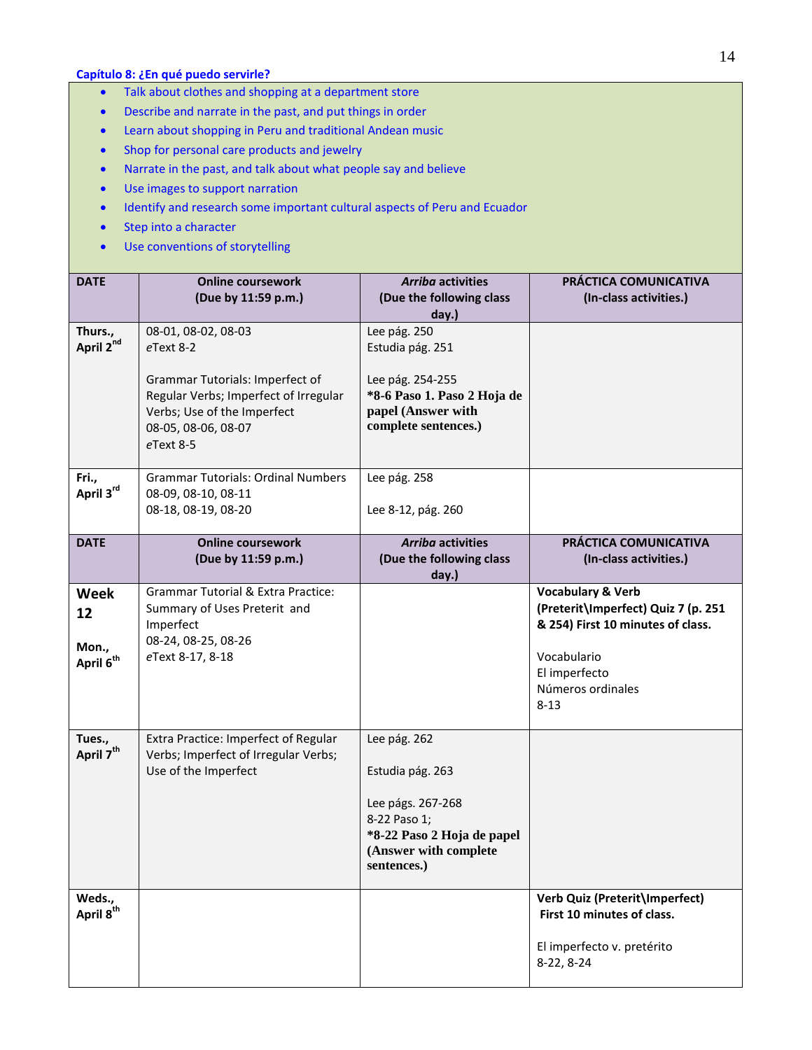### Capítulo 8: ¿En qué puedo servirle?

- Talk about clothes and shopping at a department store
- Describe and narrate in the past, and put things in order
- Learn about shopping in Peru and traditional Andean music
- Shop for personal care products and jewelry
- Narrate in the past, and talk about what people say and believe
- Use images to support narration
- Identify and research some important cultural aspects of Peru and Ecuador
- Step into a character
- Use conventions of storytelling

| DATE | Online coursework (Due by 11:59 p.m.) | *Arriba* activities (Due the following class day.) | PRÁCTICA COMUNICATIVA (In-class activities.) |
|---|---|---|---|
| **Thurs., April 2nd** | 08-01, 08-02, 08-03<br>*e*Text 8-2<br><br>Grammar Tutorials: Imperfect of Regular Verbs; Imperfect of Irregular Verbs; Use of the Imperfect<br>08-05, 08-06, 08-07<br>*e*Text 8-5 | Lee pág. 250<br>Estudia pág. 251<br><br>Lee pág. 254-255<br>**\*8-6 Paso 1. Paso 2 Hoja de papel (Answer with complete sentences.)** | |
| **Fri., April 3rd** | Grammar Tutorials: Ordinal Numbers<br>08-09, 08-10, 08-11<br>08-18, 08-19, 08-20 | Lee pág. 258<br><br>Lee 8-12, pág. 260 | |
| **DATE** | **Online coursework (Due by 11:59 p.m.)** | ***Arriba* activities (Due the following class day.)** | **PRÁCTICA COMUNICATIVA (In-class activities.)** |
| **Week 12**<br><br>**Mon., April 6th** | Grammar Tutorial & Extra Practice: Summary of Uses Preterit and Imperfect<br>08-24, 08-25, 08-26<br>*e*Text 8-17, 8-18 | | **Vocabulary & Verb (Preterit\Imperfect) Quiz 7 (p. 251 & 254) First 10 minutes of class.**<br><br>Vocabulario<br>El imperfecto<br>Números ordinales<br>8-13 |
| **Tues., April 7th** | Extra Practice: Imperfect of Regular Verbs; Imperfect of Irregular Verbs; Use of the Imperfect | Lee pág. 262<br><br>Estudia pág. 263<br><br>Lee págs. 267-268<br>8-22 Paso 1;<br>**\*8-22 Paso 2 Hoja de papel (Answer with complete sentences.)** | |
| **Weds., April 8th** | | | **Verb Quiz (Preterit\Imperfect) First 10 minutes of class.**<br><br>El imperfecto v. pretérito<br>8-22, 8-24 |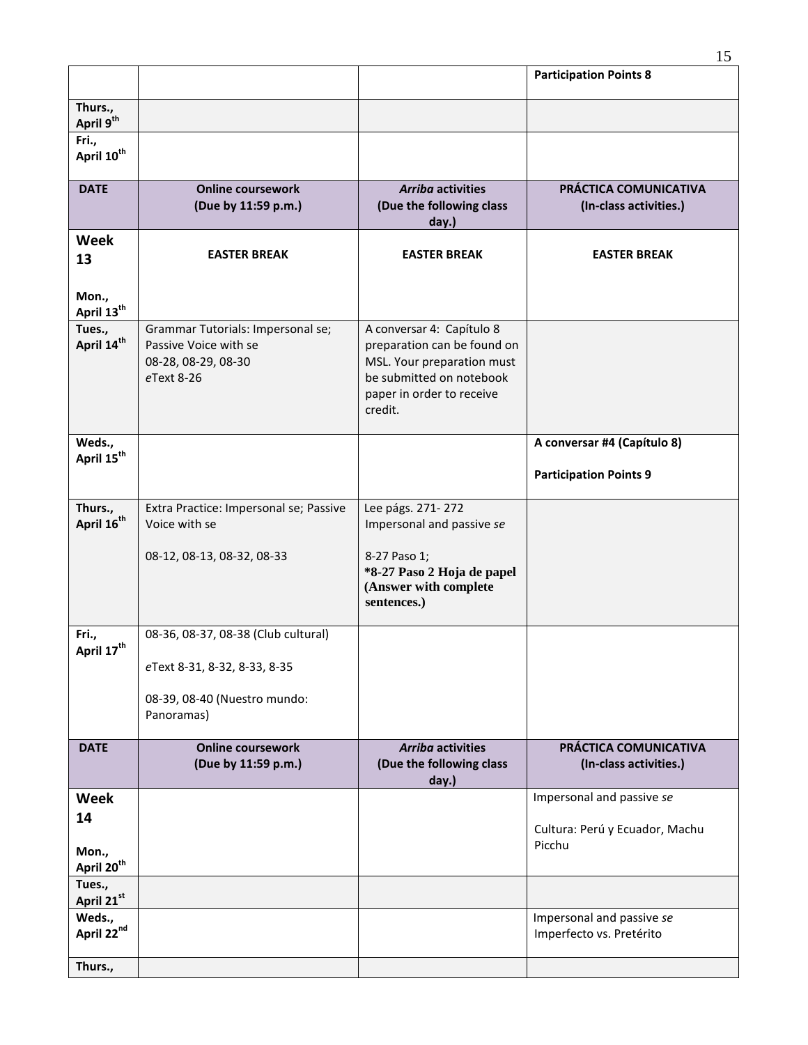| | | | |
|---|---|---|---|
| | | | **Participation Points 8** |
| **Thurs., April 9th** | | | |
| **Fri., April 10th** | | | |
| **DATE** | **Online coursework (Due by 11:59 p.m.)** | ***Arriba* activities (Due the following class day.)** | **PRÁCTICA COMUNICATIVA (In-class activities.)** |
| **Week 13** <br><br> **Mon., April 13th** | **EASTER BREAK** | **EASTER BREAK** | **EASTER BREAK** |
| **Tues., April 14th** | Grammar Tutorials: Impersonal se; Passive Voice with se <br> 08-28, 08-29, 08-30 <br> *e*Text 8-26 | A conversar 4: Capítulo 8 preparation can be found on MSL. Your preparation must be submitted on notebook paper in order to receive credit. | |
| **Weds., April 15th** | | | **A conversar #4 (Capítulo 8)** <br><br> **Participation Points 9** |
| **Thurs., April 16th** | Extra Practice: Impersonal se; Passive Voice with se <br><br> 08-12, 08-13, 08-32, 08-33 | Lee págs. 271- 272 Impersonal and passive *se* <br><br> 8-27 Paso 1; <br> **\*8-27 Paso 2 Hoja de papel (Answer with complete sentences.)** | |
| **Fri., April 17th** | 08-36, 08-37, 08-38 (Club cultural) <br><br> *e*Text 8-31, 8-32, 8-33, 8-35 <br><br> 08-39, 08-40 (Nuestro mundo: Panoramas) | | |
| **DATE** | **Online coursework (Due by 11:59 p.m.)** | ***Arriba* activities (Due the following class day.)** | **PRÁCTICA COMUNICATIVA (In-class activities.)** |
| **Week 14** <br><br> **Mon., April 20th** | | | Impersonal and passive *se* <br><br> Cultura: Perú y Ecuador, Machu Picchu |
| **Tues., April 21st** | | | |
| **Weds., April 22nd** | | | Impersonal and passive *se* <br> Imperfecto vs. Pretérito |
| **Thurs.,** | | | |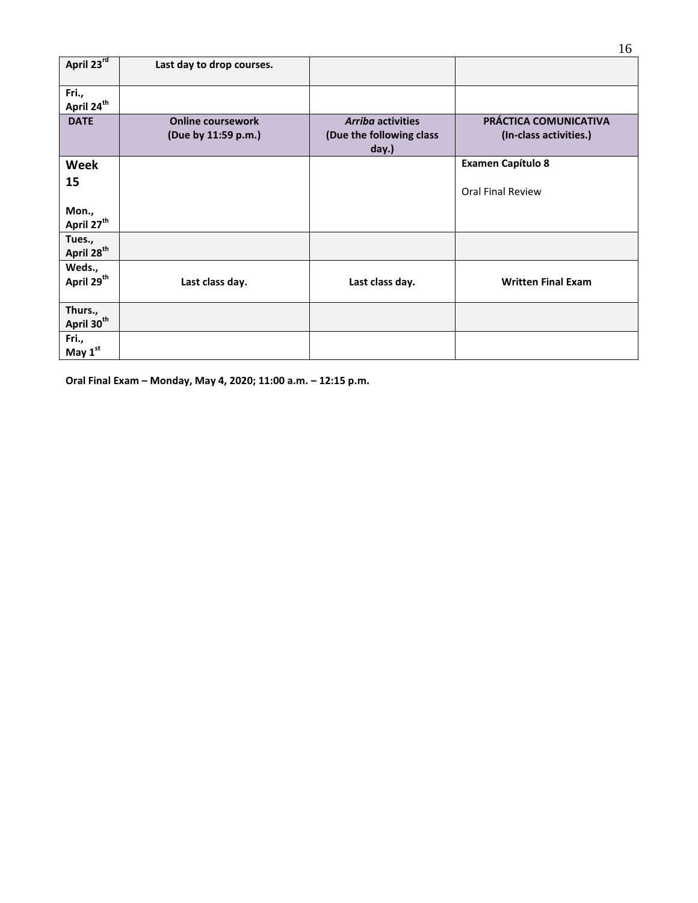| | | | |
|---|---|---|---|
| **April 23rd** | **Last day to drop courses.** | | |
| **Fri., April 24th** | | | |
| **DATE** | **Online coursework (Due by 11:59 p.m.)** | ***Arriba* activities (Due the following class day.)** | **PRÁCTICA COMUNICATIVA (In-class activities.)** |
| **Week 15**<br><br>**Mon., April 27th** | | | **Examen Capítulo 8**<br><br>Oral Final Review |
| **Tues., April 28th** | | | |
| **Weds., April 29th** | **Last class day.** | **Last class day.** | **Written Final Exam** |
| **Thurs., April 30th** | | | |
| **Fri., May 1st** | | | |

**Oral Final Exam – Monday, May 4, 2020; 11:00 a.m. – 12:15 p.m.**